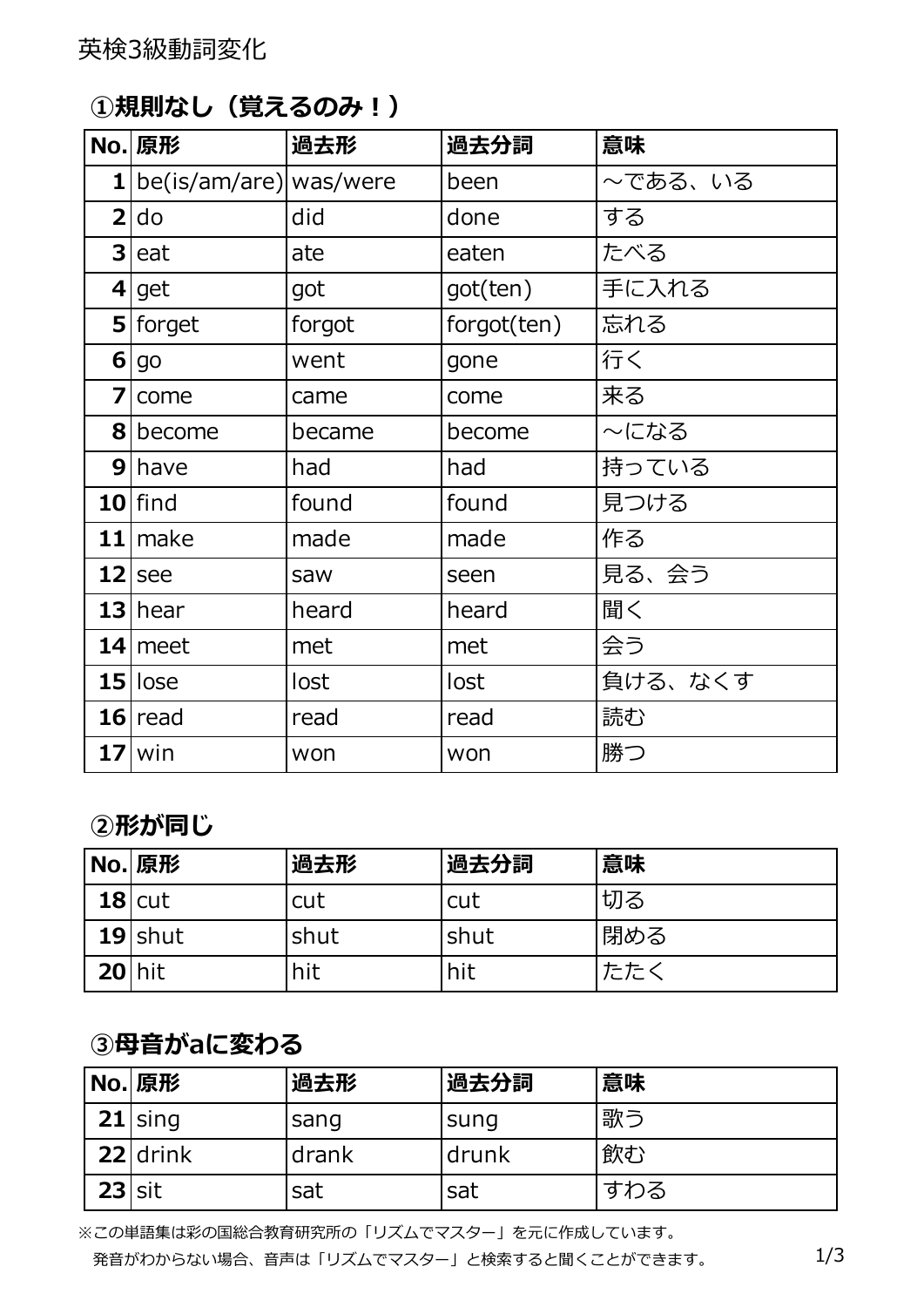# 英検3級動詞変化

## ①規則なし（覚えるのみ！）

| No. | 原形 | 過去形 | 過去分詞 | 意味 |
|---|---|---|---|---|
| 1 | be(is/am/are) | was/were | been | ～である、いる |
| 2 | do | did | done | する |
| 3 | eat | ate | eaten | たべる |
| 4 | get | got | got(ten) | 手に入れる |
| 5 | forget | forgot | forgot(ten) | 忘れる |
| 6 | go | went | gone | 行く |
| 7 | come | came | come | 来る |
| 8 | become | became | become | ～になる |
| 9 | have | had | had | 持っている |
| 10 | find | found | found | 見つける |
| 11 | make | made | made | 作る |
| 12 | see | saw | seen | 見る、会う |
| 13 | hear | heard | heard | 聞く |
| 14 | meet | met | met | 会う |
| 15 | lose | lost | lost | 負ける、なくす |
| 16 | read | read | read | 読む |
| 17 | win | won | won | 勝つ |

## ②形が同じ

| No. | 原形 | 過去形 | 過去分詞 | 意味 |
|---|---|---|---|---|
| 18 | cut | cut | cut | 切る |
| 19 | shut | shut | shut | 閉める |
| 20 | hit | hit | hit | たたく |

## ③母音がaに変わる

| No. | 原形 | 過去形 | 過去分詞 | 意味 |
|---|---|---|---|---|
| 21 | sing | sang | sung | 歌う |
| 22 | drink | drank | drunk | 飲む |
| 23 | sit | sat | sat | すわる |

※この単語集は彩の国総合教育研究所の「リズムでマスター」を元に作成しています。
発音がわからない場合、音声は「リズムでマスター」と検索すると聞くことができます。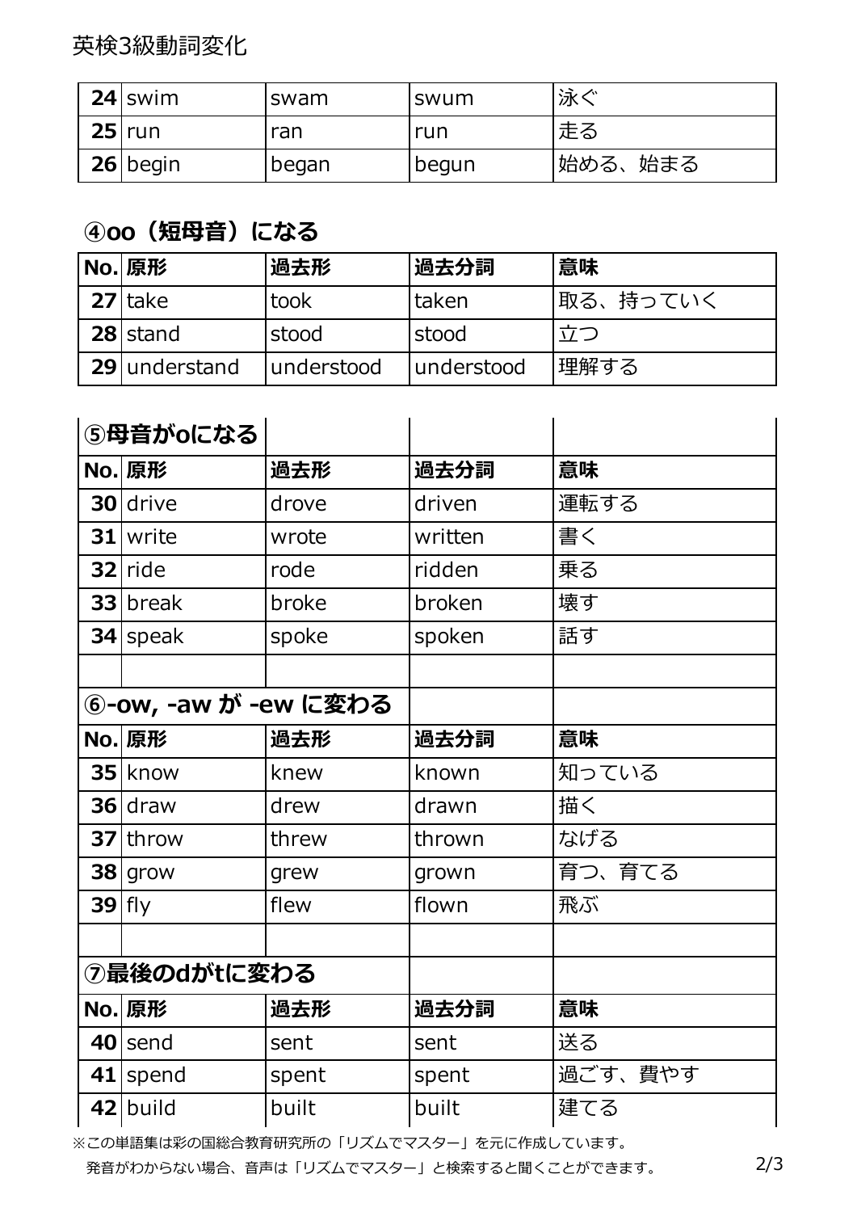| | | | | |
|---|---|---|---|---|
| 24 | swim | swam | swum | 泳ぐ |
| 25 | run | ran | run | 走る |
| 26 | begin | began | begun | 始める、始まる |

### ④oo（短母音）になる

| No. | 原形 | 過去形 | 過去分詞 | 意味 |
|---|---|---|---|---|
| 27 | take | took | taken | 取る、持っていく |
| 28 | stand | stood | stood | 立つ |
| 29 | understand | understood | understood | 理解する |

### ⑤母音がoになる

| No. | 原形 | 過去形 | 過去分詞 | 意味 |
|---|---|---|---|---|
| 30 | drive | drove | driven | 運転する |
| 31 | write | wrote | written | 書く |
| 32 | ride | rode | ridden | 乗る |
| 33 | break | broke | broken | 壊す |
| 34 | speak | spoke | spoken | 話す |

### ⑥-ow, -aw が -ew に変わる

| No. | 原形 | 過去形 | 過去分詞 | 意味 |
|---|---|---|---|---|
| 35 | know | knew | known | 知っている |
| 36 | draw | drew | drawn | 描く |
| 37 | throw | threw | thrown | なげる |
| 38 | grow | grew | grown | 育つ、育てる |
| 39 | fly | flew | flown | 飛ぶ |

### ⑦最後のdがtに変わる

| No. | 原形 | 過去形 | 過去分詞 | 意味 |
|---|---|---|---|---|
| 40 | send | sent | sent | 送る |
| 41 | spend | spent | spent | 過ごす、費やす |
| 42 | build | built | built | 建てる |

※この単語集は彩の国総合教育研究所の「リズムでマスター」を元に作成しています。
発音がわからない場合、音声は「リズムでマスター」と検索すると聞くことができます。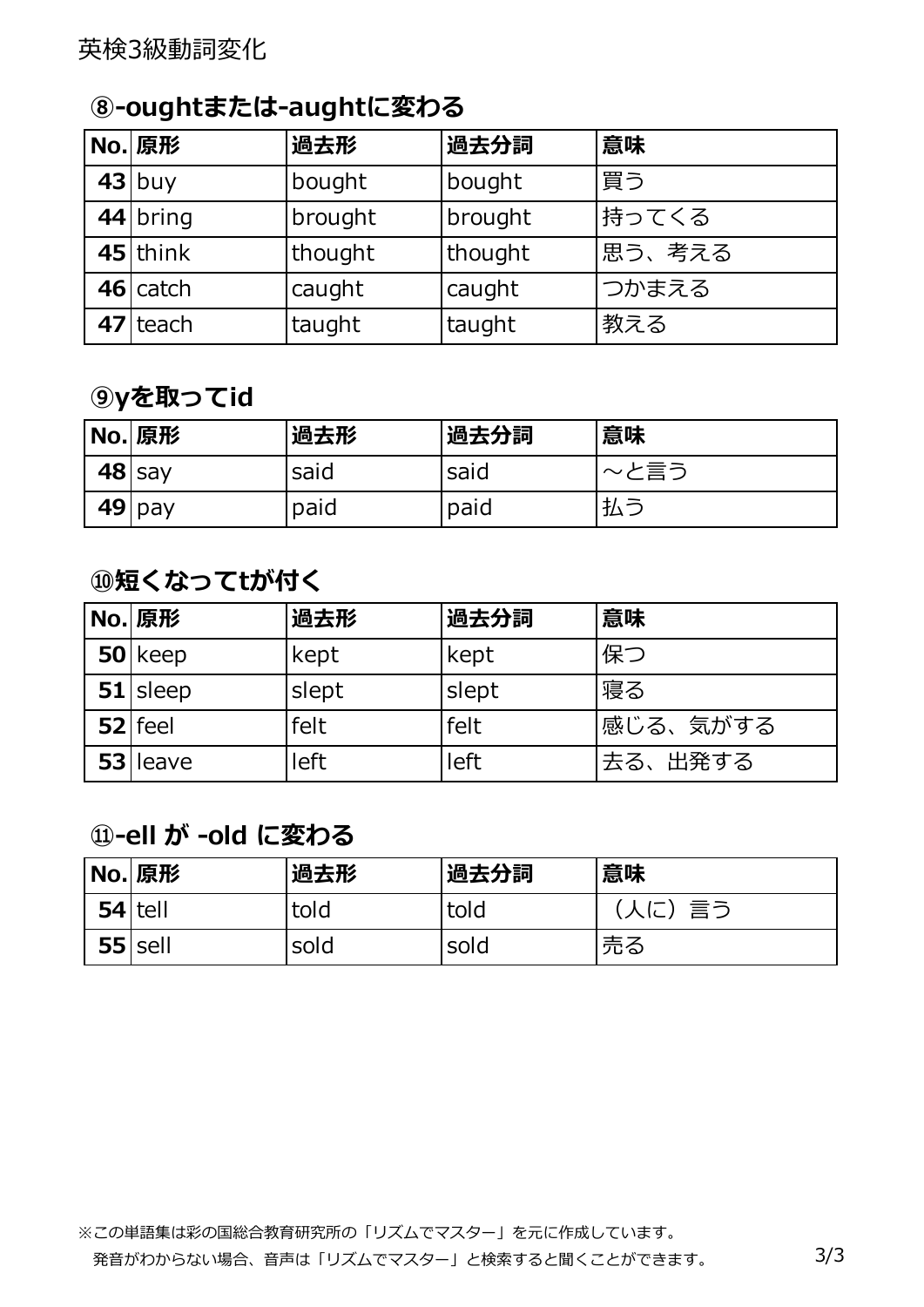## ⑧-oughtまたは-aughtに変わる

| No. | 原形 | 過去形 | 過去分詞 | 意味 |
|---|---|---|---|---|
| 43 | buy | bought | bought | 買う |
| 44 | bring | brought | brought | 持ってくる |
| 45 | think | thought | thought | 思う、考える |
| 46 | catch | caught | caught | つかまえる |
| 47 | teach | taught | taught | 教える |

## ⑨yを取ってid

| No. | 原形 | 過去形 | 過去分詞 | 意味 |
|---|---|---|---|---|
| 48 | say | said | said | ～と言う |
| 49 | pay | paid | paid | 払う |

## ⑩短くなってtが付く

| No. | 原形 | 過去形 | 過去分詞 | 意味 |
|---|---|---|---|---|
| 50 | keep | kept | kept | 保つ |
| 51 | sleep | slept | slept | 寝る |
| 52 | feel | felt | felt | 感じる、気がする |
| 53 | leave | left | left | 去る、出発する |

## ⑪-ell が -old に変わる

| No. | 原形 | 過去形 | 過去分詞 | 意味 |
|---|---|---|---|---|
| 54 | tell | told | told | （人に）言う |
| 55 | sell | sold | sold | 売る |

※この単語集は彩の国総合教育研究所の「リズムでマスター」を元に作成しています。
発音がわからない場合、音声は「リズムでマスター」と検索すると聞くことができます。